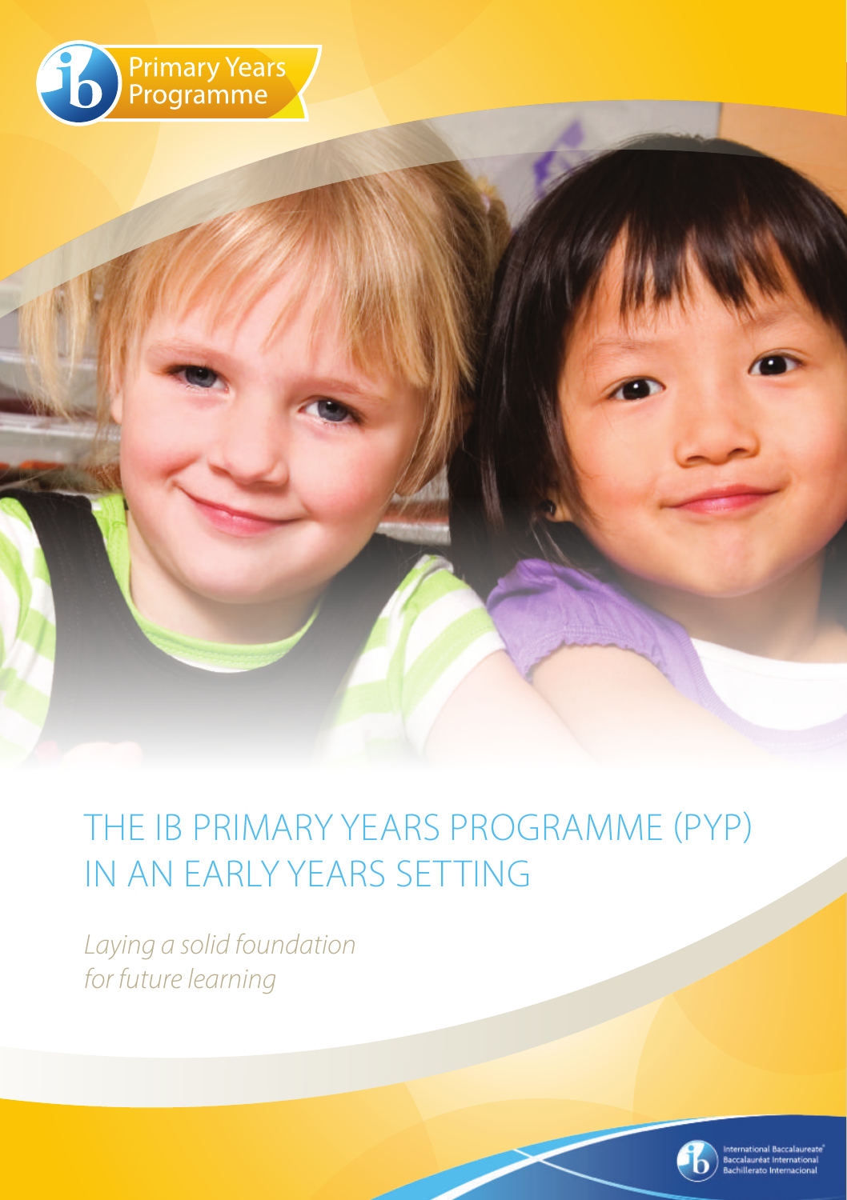Primary Years Programme

# THE IB PRIMARY YEARS PROGRAMME (PYP) IN AN EARLY YEARS SETTING

*Laying a solid foundation for future learning*

International Baccalaureate
Baccalauréat International
Bachillerato Internacional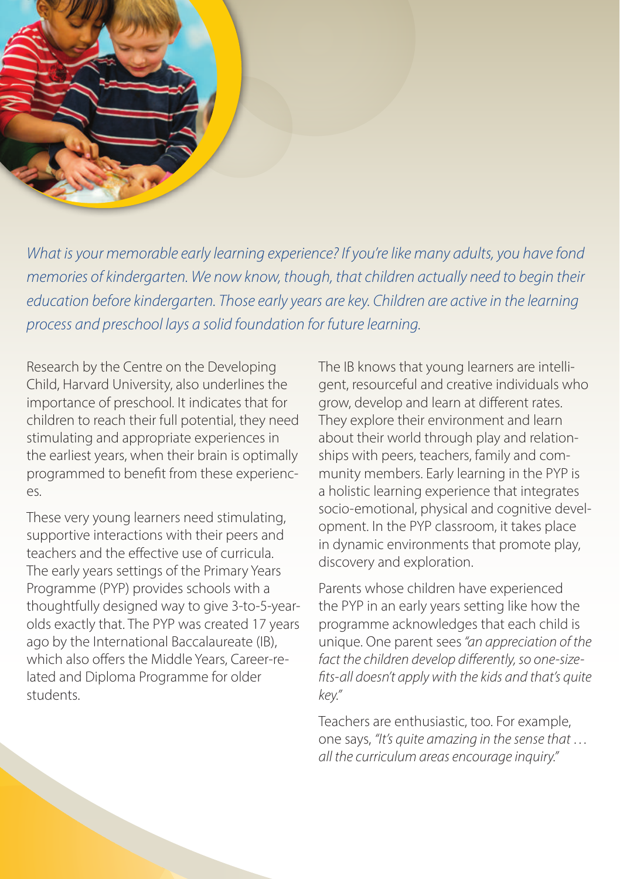*What is your memorable early learning experience? If you're like many adults, you have fond memories of kindergarten. We now know, though, that children actually need to begin their education before kindergarten. Those early years are key. Children are active in the learning process and preschool lays a solid foundation for future learning.*

Research by the Centre on the Developing Child, Harvard University, also underlines the importance of preschool. It indicates that for children to reach their full potential, they need stimulating and appropriate experiences in the earliest years, when their brain is optimally programmed to benefit from these experiences.

These very young learners need stimulating, supportive interactions with their peers and teachers and the effective use of curricula. The early years settings of the Primary Years Programme (PYP) provides schools with a thoughtfully designed way to give 3-to-5-year-olds exactly that. The PYP was created 17 years ago by the International Baccalaureate (IB), which also offers the Middle Years, Career-related and Diploma Programme for older students.

The IB knows that young learners are intelligent, resourceful and creative individuals who grow, develop and learn at different rates. They explore their environment and learn about their world through play and relationships with peers, teachers, family and community members. Early learning in the PYP is a holistic learning experience that integrates socio-emotional, physical and cognitive development. In the PYP classroom, it takes place in dynamic environments that promote play, discovery and exploration.

Parents whose children have experienced the PYP in an early years setting like how the programme acknowledges that each child is unique. One parent sees *"an appreciation of the fact the children develop differently, so one-size-fits-all doesn't apply with the kids and that's quite key."*

Teachers are enthusiastic, too. For example, one says, *"It's quite amazing in the sense that … all the curriculum areas encourage inquiry."*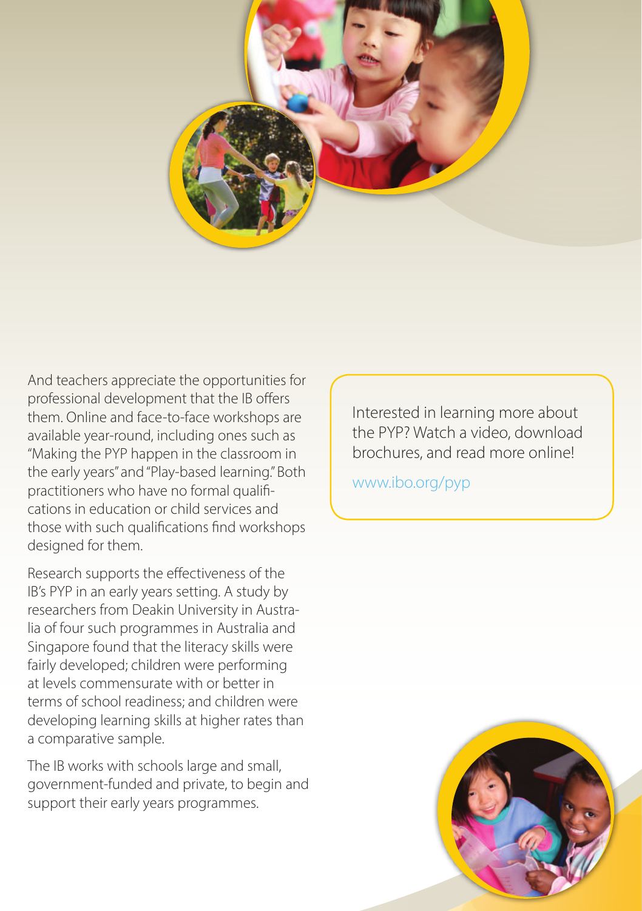And teachers appreciate the opportunities for professional development that the IB offers them. Online and face-to-face workshops are available year-round, including ones such as "Making the PYP happen in the classroom in the early years" and "Play-based learning." Both practitioners who have no formal qualifications in education or child services and those with such qualifications find workshops designed for them.

Research supports the effectiveness of the IB's PYP in an early years setting. A study by researchers from Deakin University in Australia of four such programmes in Australia and Singapore found that the literacy skills were fairly developed; children were performing at levels commensurate with or better in terms of school readiness; and children were developing learning skills at higher rates than a comparative sample.

The IB works with schools large and small, government-funded and private, to begin and support their early years programmes.

Interested in learning more about the PYP? Watch a video, download brochures, and read more online!

www.ibo.org/pyp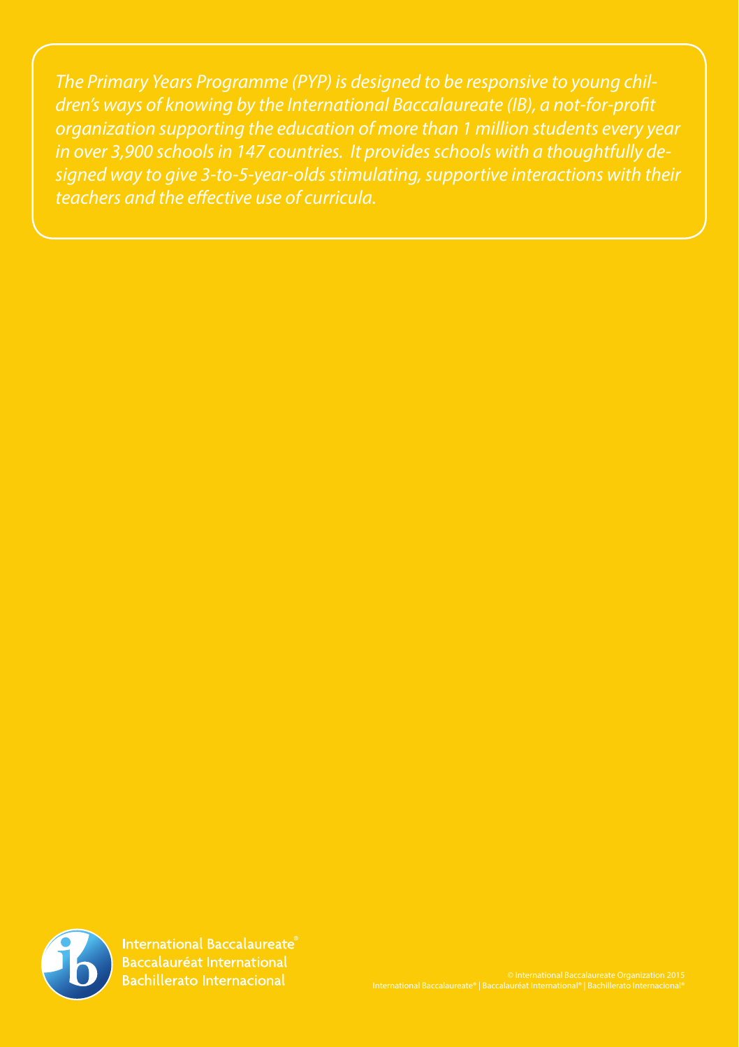*The Primary Years Programme (PYP) is designed to be responsive to young children's ways of knowing by the International Baccalaureate (IB), a not-for-profit organization supporting the education of more than 1 million students every year in over 3,900 schools in 147 countries. It provides schools with a thoughtfully designed way to give 3-to-5-year-olds stimulating, supportive interactions with their teachers and the effective use of curricula.*

International Baccalaureate®
Baccalauréat International
Bachillerato Internacional

© International Baccalaureate Organization 2015
International Baccalaureate® | Baccalauréat International® | Bachillerato Internacional®